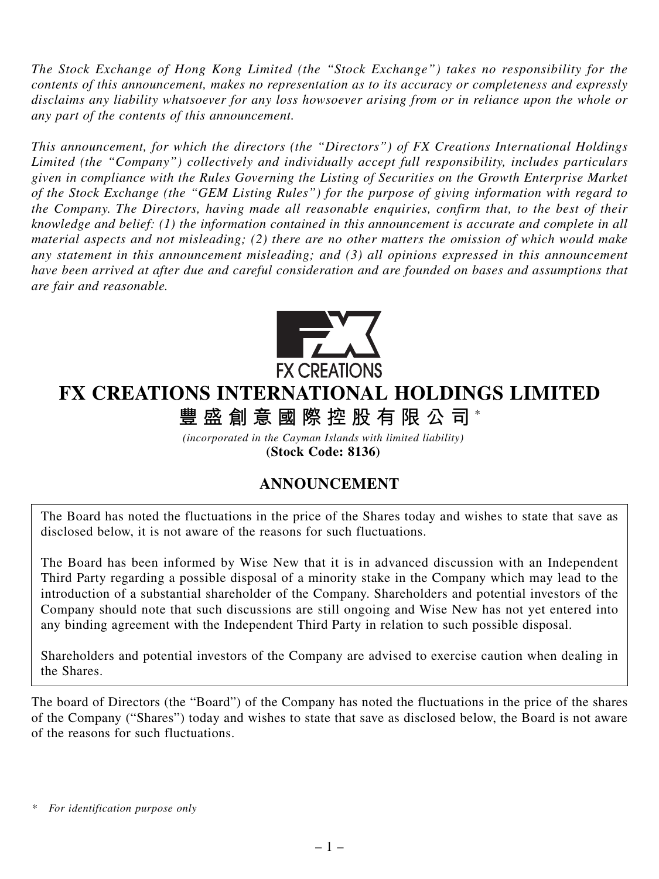*The Stock Exchange of Hong Kong Limited (the "Stock Exchange") takes no responsibility for the contents of this announcement, makes no representation as to its accuracy or completeness and expressly disclaims any liability whatsoever for any loss howsoever arising from or in reliance upon the whole or any part of the contents of this announcement.*

*This announcement, for which the directors (the "Directors") of FX Creations International Holdings Limited (the "Company") collectively and individually accept full responsibility, includes particulars given in compliance with the Rules Governing the Listing of Securities on the Growth Enterprise Market of the Stock Exchange (the "GEM Listing Rules") for the purpose of giving information with regard to the Company. The Directors, having made all reasonable enquiries, confirm that, to the best of their knowledge and belief: (1) the information contained in this announcement is accurate and complete in all material aspects and not misleading; (2) there are no other matters the omission of which would make any statement in this announcement misleading; and (3) all opinions expressed in this announcement have been arrived at after due and careful consideration and are founded on bases and assumptions that are fair and reasonable.*

FX CREATIONS

# FX CREATIONS INTERNATIONAL HOLDINGS LIMITED

# 豐盛創意國際控股有限公司*

*(incorporated in the Cayman Islands with limited liability)*

**(Stock Code: 8136)**

## ANNOUNCEMENT

The Board has noted the fluctuations in the price of the Shares today and wishes to state that save as disclosed below, it is not aware of the reasons for such fluctuations.

The Board has been informed by Wise New that it is in advanced discussion with an Independent Third Party regarding a possible disposal of a minority stake in the Company which may lead to the introduction of a substantial shareholder of the Company. Shareholders and potential investors of the Company should note that such discussions are still ongoing and Wise New has not yet entered into any binding agreement with the Independent Third Party in relation to such possible disposal.

Shareholders and potential investors of the Company are advised to exercise caution when dealing in the Shares.

The board of Directors (the "Board") of the Company has noted the fluctuations in the price of the shares of the Company ("Shares") today and wishes to state that save as disclosed below, the Board is not aware of the reasons for such fluctuations.

\* *For identification purpose only*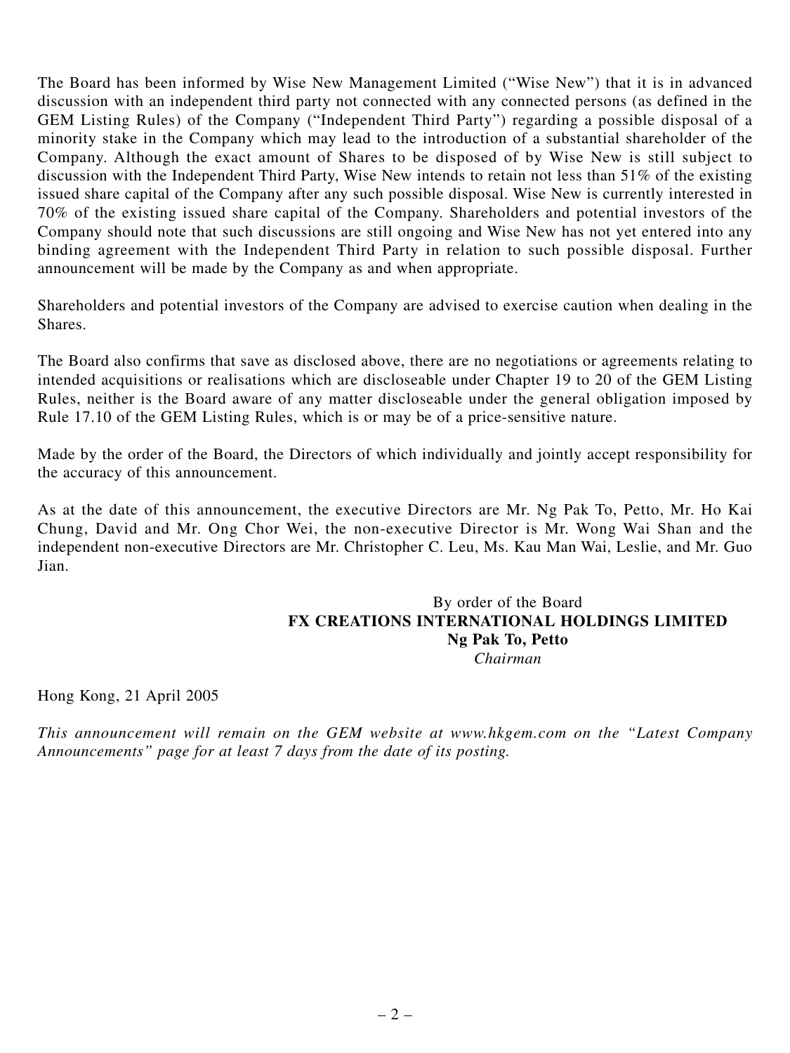The Board has been informed by Wise New Management Limited ("Wise New") that it is in advanced discussion with an independent third party not connected with any connected persons (as defined in the GEM Listing Rules) of the Company ("Independent Third Party") regarding a possible disposal of a minority stake in the Company which may lead to the introduction of a substantial shareholder of the Company. Although the exact amount of Shares to be disposed of by Wise New is still subject to discussion with the Independent Third Party, Wise New intends to retain not less than 51% of the existing issued share capital of the Company after any such possible disposal. Wise New is currently interested in 70% of the existing issued share capital of the Company. Shareholders and potential investors of the Company should note that such discussions are still ongoing and Wise New has not yet entered into any binding agreement with the Independent Third Party in relation to such possible disposal. Further announcement will be made by the Company as and when appropriate.

Shareholders and potential investors of the Company are advised to exercise caution when dealing in the Shares.

The Board also confirms that save as disclosed above, there are no negotiations or agreements relating to intended acquisitions or realisations which are discloseable under Chapter 19 to 20 of the GEM Listing Rules, neither is the Board aware of any matter discloseable under the general obligation imposed by Rule 17.10 of the GEM Listing Rules, which is or may be of a price-sensitive nature.

Made by the order of the Board, the Directors of which individually and jointly accept responsibility for the accuracy of this announcement.

As at the date of this announcement, the executive Directors are Mr. Ng Pak To, Petto, Mr. Ho Kai Chung, David and Mr. Ong Chor Wei, the non-executive Director is Mr. Wong Wai Shan and the independent non-executive Directors are Mr. Christopher C. Leu, Ms. Kau Man Wai, Leslie, and Mr. Guo Jian.

By order of the Board
**FX CREATIONS INTERNATIONAL HOLDINGS LIMITED**
**Ng Pak To, Petto**
*Chairman*

Hong Kong, 21 April 2005

*This announcement will remain on the GEM website at www.hkgem.com on the "Latest Company Announcements" page for at least 7 days from the date of its posting.*